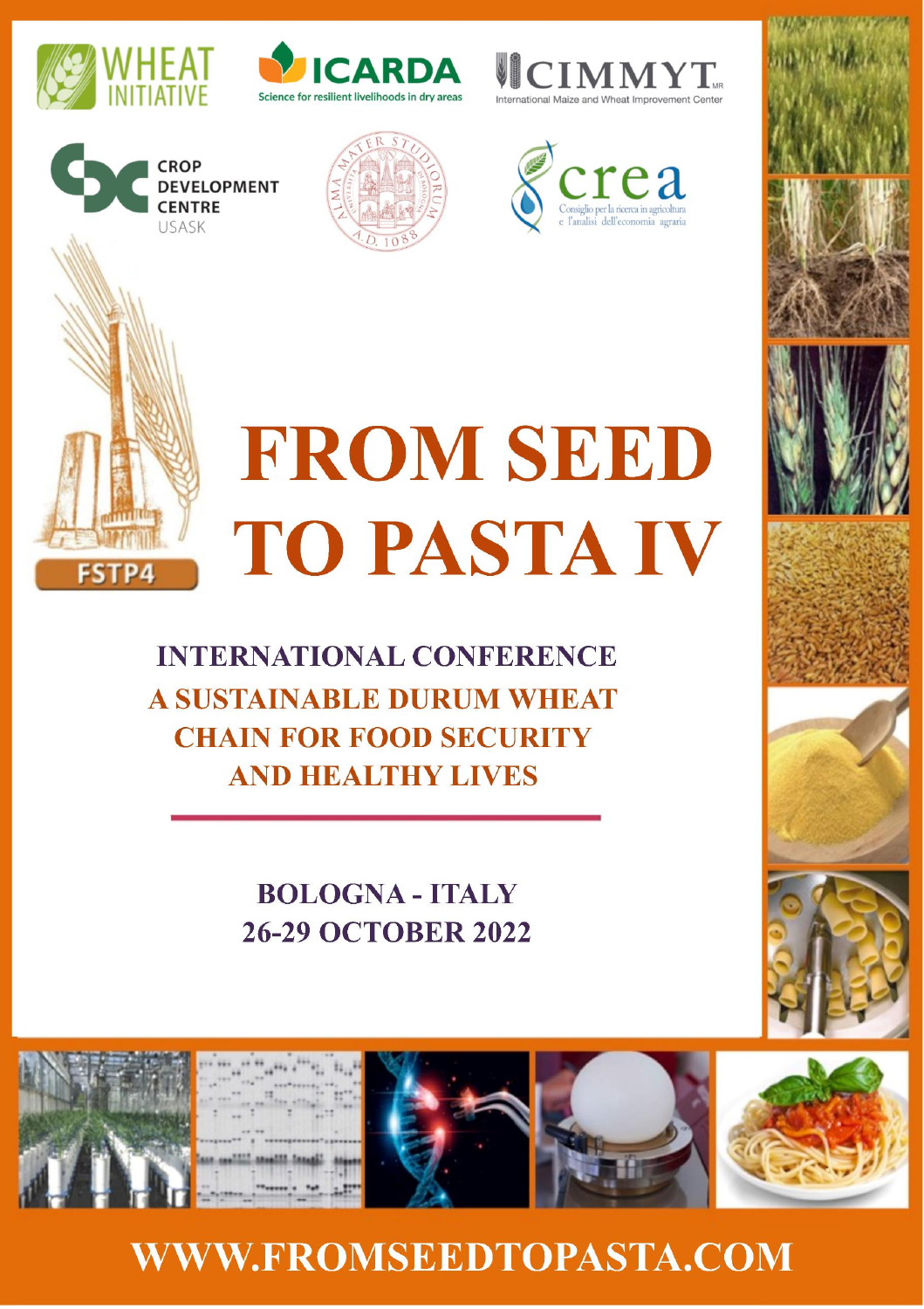WHEAT INITIATIVE

ICARDA
Science for resilient livelihoods in dry areas

CIMMYT
International Maize and Wheat Improvement Center

CROP DEVELOPMENT CENTRE
USASK

crea
Consiglio per la ricerca in agricoltura e l'analisi dell'economia agraria

FSTP4

# FROM SEED TO PASTA IV

## INTERNATIONAL CONFERENCE

## A SUSTAINABLE DURUM WHEAT CHAIN FOR FOOD SECURITY AND HEALTHY LIVES

**BOLOGNA - ITALY**
**26-29 OCTOBER 2022**

**WWW.FROMSEEDTOPASTA.COM**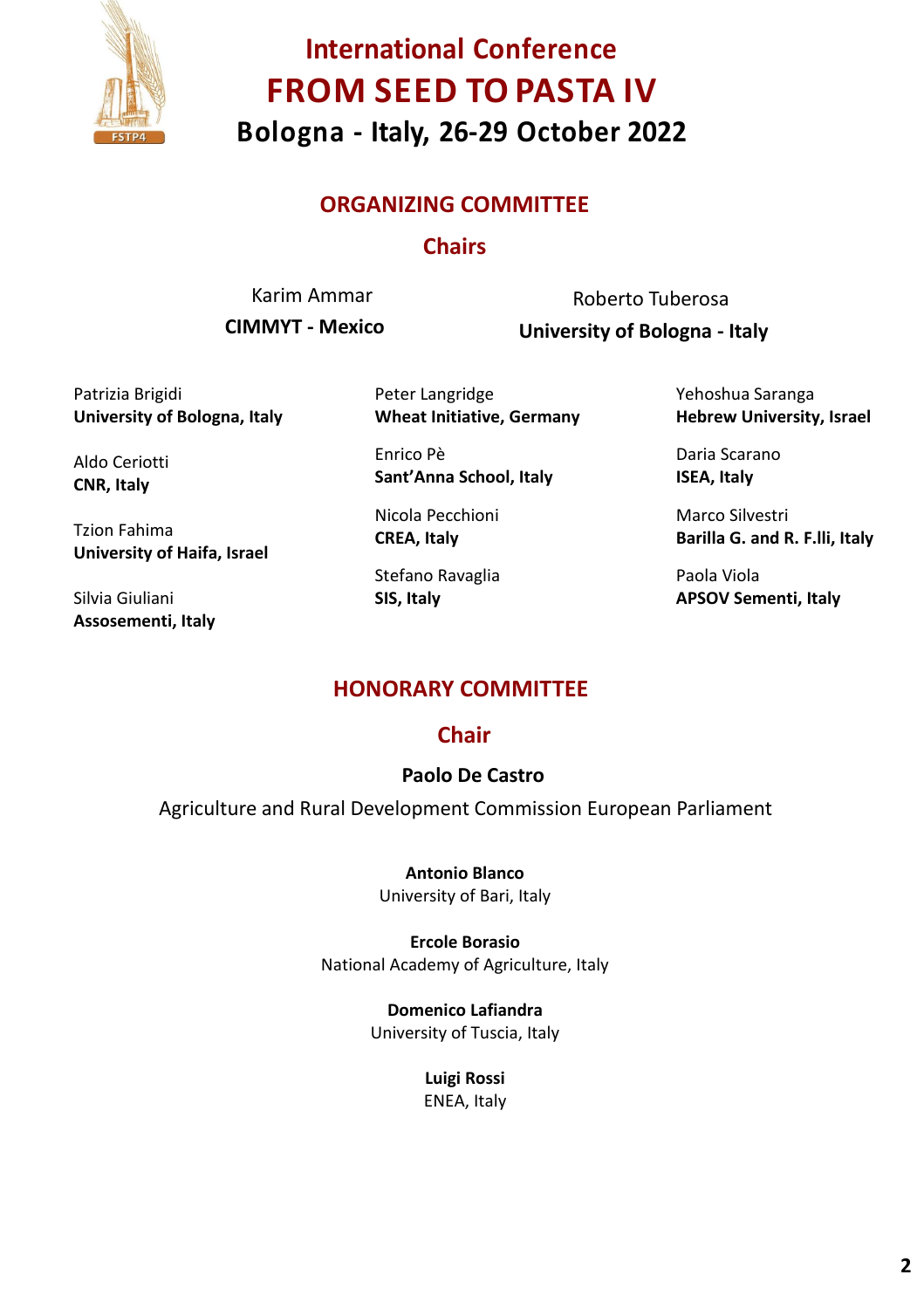# International Conference
# FROM SEED TO PASTA IV
## Bologna - Italy, 26-29 October 2022

## ORGANIZING COMMITTEE

### Chairs

Karim Ammar
**CIMMYT - Mexico**

Roberto Tuberosa
**University of Bologna - Italy**

Patrizia Brigidi
**University of Bologna, Italy**

Aldo Ceriotti
**CNR, Italy**

Tzion Fahima
**University of Haifa, Israel**

Silvia Giuliani
**Assosementi, Italy**

Peter Langridge
**Wheat Initiative, Germany**

Enrico Pè
**Sant'Anna School, Italy**

Nicola Pecchioni
**CREA, Italy**

Stefano Ravaglia
**SIS, Italy**

Yehoshua Saranga
**Hebrew University, Israel**

Daria Scarano
**ISEA, Italy**

Marco Silvestri
**Barilla G. and R. F.lli, Italy**

Paola Viola
**APSOV Sementi, Italy**

## HONORARY COMMITTEE

### Chair

**Paolo De Castro**
Agriculture and Rural Development Commission European Parliament

**Antonio Blanco**
University of Bari, Italy

**Ercole Borasio**
National Academy of Agriculture, Italy

**Domenico Lafiandra**
University of Tuscia, Italy

**Luigi Rossi**
ENEA, Italy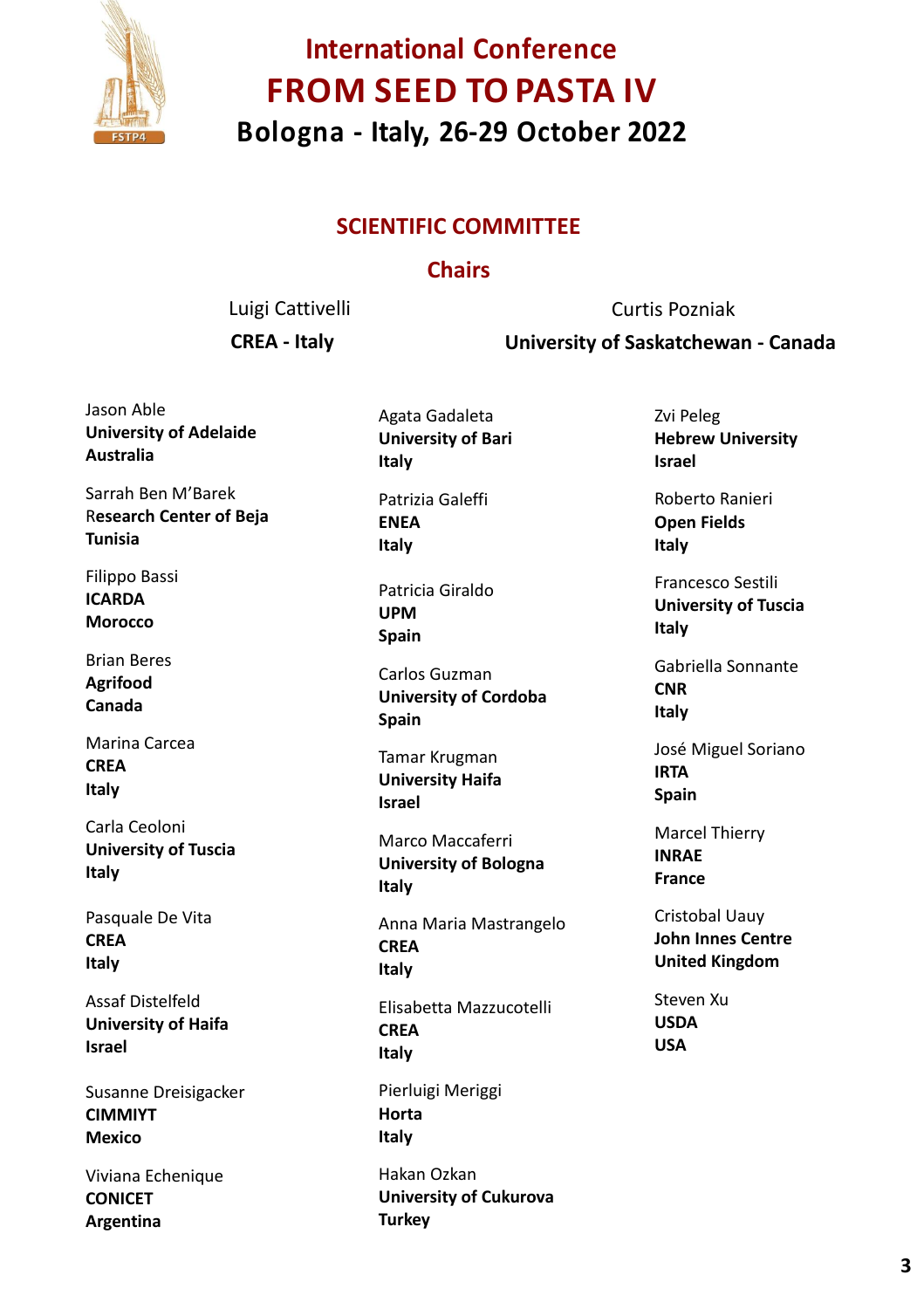# International Conference
# FROM SEED TO PASTA IV
## Bologna - Italy, 26-29 October 2022

## SCIENTIFIC COMMITTEE

### Chairs

Luigi Cattivelli
**CREA - Italy**

Curtis Pozniak
**University of Saskatchewan - Canada**

Jason Able
**University of Adelaide**
**Australia**

Sarrah Ben M'Barek
**Research Center of Beja**
**Tunisia**

Filippo Bassi
**ICARDA**
**Morocco**

Brian Beres
**Agrifood**
**Canada**

Marina Carcea
**CREA**
**Italy**

Carla Ceoloni
**University of Tuscia**
**Italy**

Pasquale De Vita
**CREA**
**Italy**

Assaf Distelfeld
**University of Haifa**
**Israel**

Susanne Dreisigacker
**CIMMIYT**
**Mexico**

Viviana Echenique
**CONICET**
**Argentina**

Agata Gadaleta
**University of Bari**
**Italy**

Patrizia Galeffi
**ENEA**
**Italy**

Patricia Giraldo
**UPM**
**Spain**

Carlos Guzman
**University of Cordoba**
**Spain**

Tamar Krugman
**University Haifa**
**Israel**

Marco Maccaferri
**University of Bologna**
**Italy**

Anna Maria Mastrangelo
**CREA**
**Italy**

Elisabetta Mazzucotelli
**CREA**
**Italy**

Pierluigi Meriggi
**Horta**
**Italy**

Hakan Ozkan
**University of Cukurova**
**Turkey**

Zvi Peleg
**Hebrew University**
**Israel**

Roberto Ranieri
**Open Fields**
**Italy**

Francesco Sestili
**University of Tuscia**
**Italy**

Gabriella Sonnante
**CNR**
**Italy**

José Miguel Soriano
**IRTA**
**Spain**

Marcel Thierry
**INRAE**
**France**

Cristobal Uauy
**John Innes Centre**
**United Kingdom**

Steven Xu
**USDA**
**USA**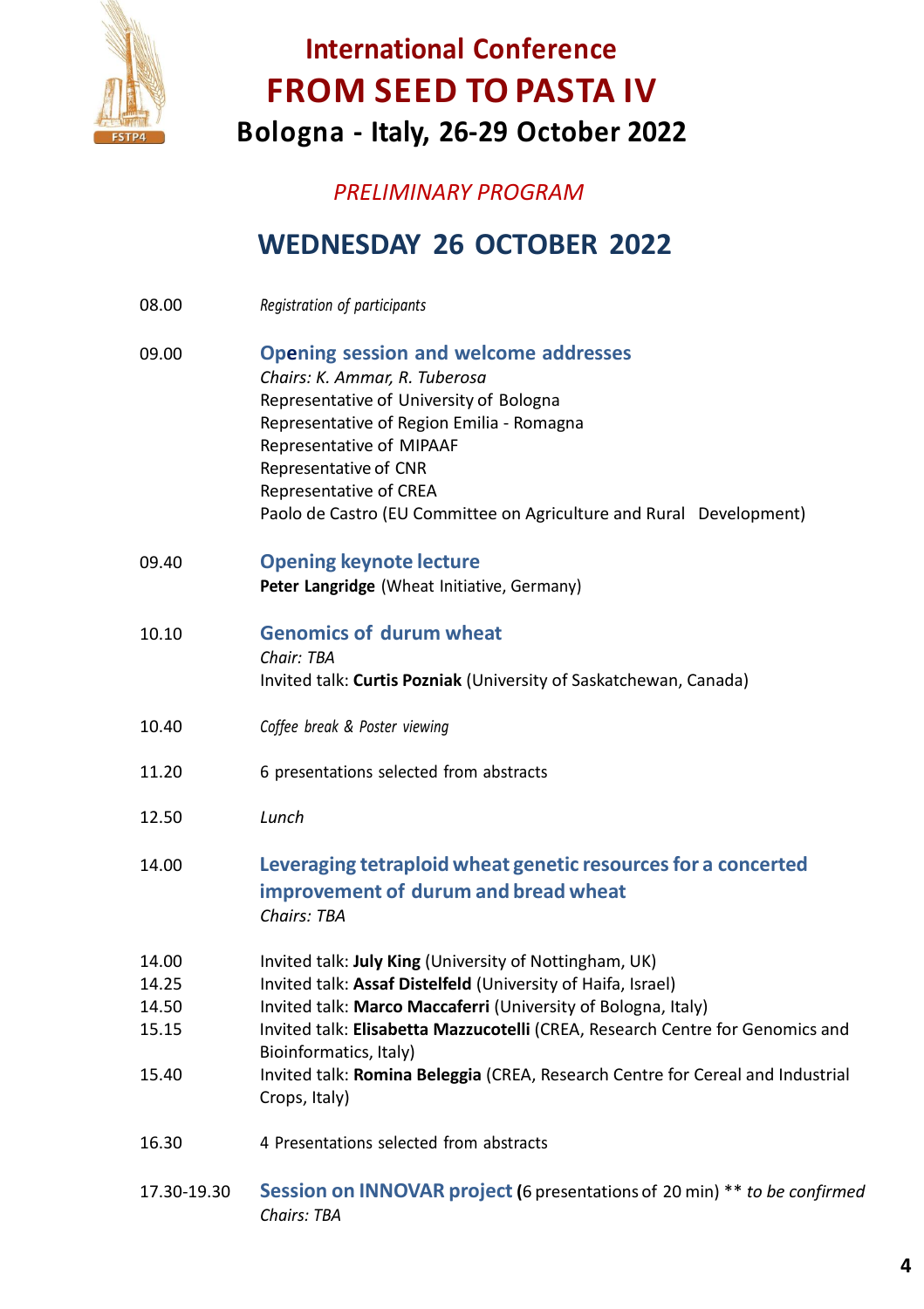# International Conference
# FROM SEED TO PASTA IV
## Bologna - Italy, 26-29 October 2022

*PRELIMINARY PROGRAM*

## WEDNESDAY 26 OCTOBER 2022

08.00 *Registration of participants*

09.00 **Opening session and welcome addresses**
*Chairs: K. Ammar, R. Tuberosa*
Representative of University of Bologna
Representative of Region Emilia - Romagna
Representative of MIPAAF
Representative of CNR
Representative of CREA
Paolo de Castro (EU Committee on Agriculture and Rural Development)

09.40 **Opening keynote lecture**
**Peter Langridge** (Wheat Initiative, Germany)

10.10 **Genomics of durum wheat**
*Chair: TBA*
Invited talk: **Curtis Pozniak** (University of Saskatchewan, Canada)

10.40 *Coffee break & Poster viewing*

11.20 6 presentations selected from abstracts

12.50 *Lunch*

14.00 **Leveraging tetraploid wheat genetic resources for a concerted improvement of durum and bread wheat**
*Chairs: TBA*

14.00 Invited talk: **July King** (University of Nottingham, UK)
14.25 Invited talk: **Assaf Distelfeld** (University of Haifa, Israel)
14.50 Invited talk: **Marco Maccaferri** (University of Bologna, Italy)
15.15 Invited talk: **Elisabetta Mazzucotelli** (CREA, Research Centre for Genomics and Bioinformatics, Italy)
15.40 Invited talk: **Romina Beleggia** (CREA, Research Centre for Cereal and Industrial Crops, Italy)

16.30 4 Presentations selected from abstracts

17.30-19.30 **Session on INNOVAR project** (6 presentations of 20 min) ** *to be confirmed*
*Chairs: TBA*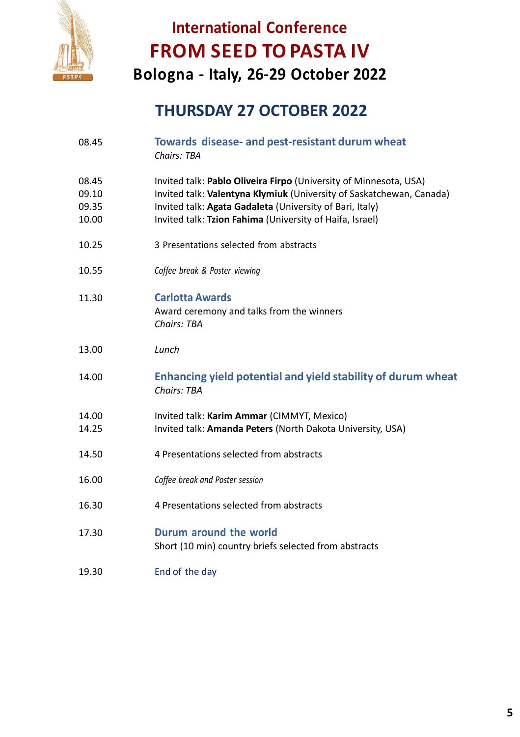# International Conference
# FROM SEED TO PASTA IV
## Bologna - Italy, 26-29 October 2022

## THURSDAY 27 OCTOBER 2022

08.45 **Towards disease- and pest-resistant durum wheat**
*Chairs: TBA*

08.45 Invited talk: **Pablo Oliveira Firpo** (University of Minnesota, USA)
09.10 Invited talk: **Valentyna Klymiuk** (University of Saskatchewan, Canada)
09.35 Invited talk: **Agata Gadaleta** (University of Bari, Italy)
10.00 Invited talk: **Tzion Fahima** (University of Haifa, Israel)

10.25 3 Presentations selected from abstracts

10.55 *Coffee break & Poster viewing*

11.30 **Carlotta Awards**
Award ceremony and talks from the winners
*Chairs: TBA*

13.00 *Lunch*

14.00 **Enhancing yield potential and yield stability of durum wheat**
*Chairs: TBA*

14.00 Invited talk: **Karim Ammar** (CIMMYT, Mexico)
14.25 Invited talk: **Amanda Peters** (North Dakota University, USA)

14.50 4 Presentations selected from abstracts

16.00 *Coffee break and Poster session*

16.30 4 Presentations selected from abstracts

17.30 **Durum around the world**
Short (10 min) country briefs selected from abstracts

19.30 End of the day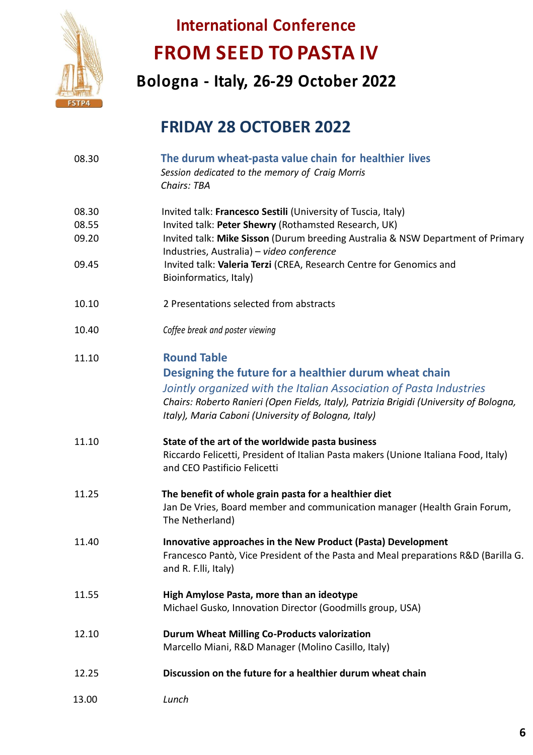# International Conference

# FROM SEED TO PASTA IV

## Bologna - Italy, 26-29 October 2022

## FRIDAY 28 OCTOBER 2022

| | |
|---|---|
| 08.30 | **The durum wheat-pasta value chain for healthier lives**<br>*Session dedicated to the memory of Craig Morris*<br>*Chairs: TBA* |
| 08.30 | Invited talk: **Francesco Sestili** (University of Tuscia, Italy) |
| 08.55 | Invited talk: **Peter Shewry** (Rothamsted Research, UK) |
| 09.20 | Invited talk: **Mike Sisson** (Durum breeding Australia & NSW Department of Primary Industries, Australia) – *video conference* |
| 09.45 | Invited talk: **Valeria Terzi** (CREA, Research Centre for Genomics and Bioinformatics, Italy) |
| 10.10 | 2 Presentations selected from abstracts |
| 10.40 | *Coffee break and poster viewing* |
| 11.10 | **Round Table**<br>**Designing the future for a healthier durum wheat chain**<br>*Jointly organized with the Italian Association of Pasta Industries*<br>*Chairs: Roberto Ranieri (Open Fields, Italy), Patrizia Brigidi (University of Bologna, Italy), Maria Caboni (University of Bologna, Italy)* |
| 11.10 | **State of the art of the worldwide pasta business**<br>Riccardo Felicetti, President of Italian Pasta makers (Unione Italiana Food, Italy) and CEO Pastificio Felicetti |
| 11.25 | **The benefit of whole grain pasta for a healthier diet**<br>Jan De Vries, Board member and communication manager (Health Grain Forum, The Netherland) |
| 11.40 | **Innovative approaches in the New Product (Pasta) Development**<br>Francesco Pantò, Vice President of the Pasta and Meal preparations R&D (Barilla G. and R. F.lli, Italy) |
| 11.55 | **High Amylose Pasta, more than an ideotype**<br>Michael Gusko, Innovation Director (Goodmills group, USA) |
| 12.10 | **Durum Wheat Milling Co-Products valorization**<br>Marcello Miani, R&D Manager (Molino Casillo, Italy) |
| 12.25 | **Discussion on the future for a healthier durum wheat chain** |
| 13.00 | *Lunch* |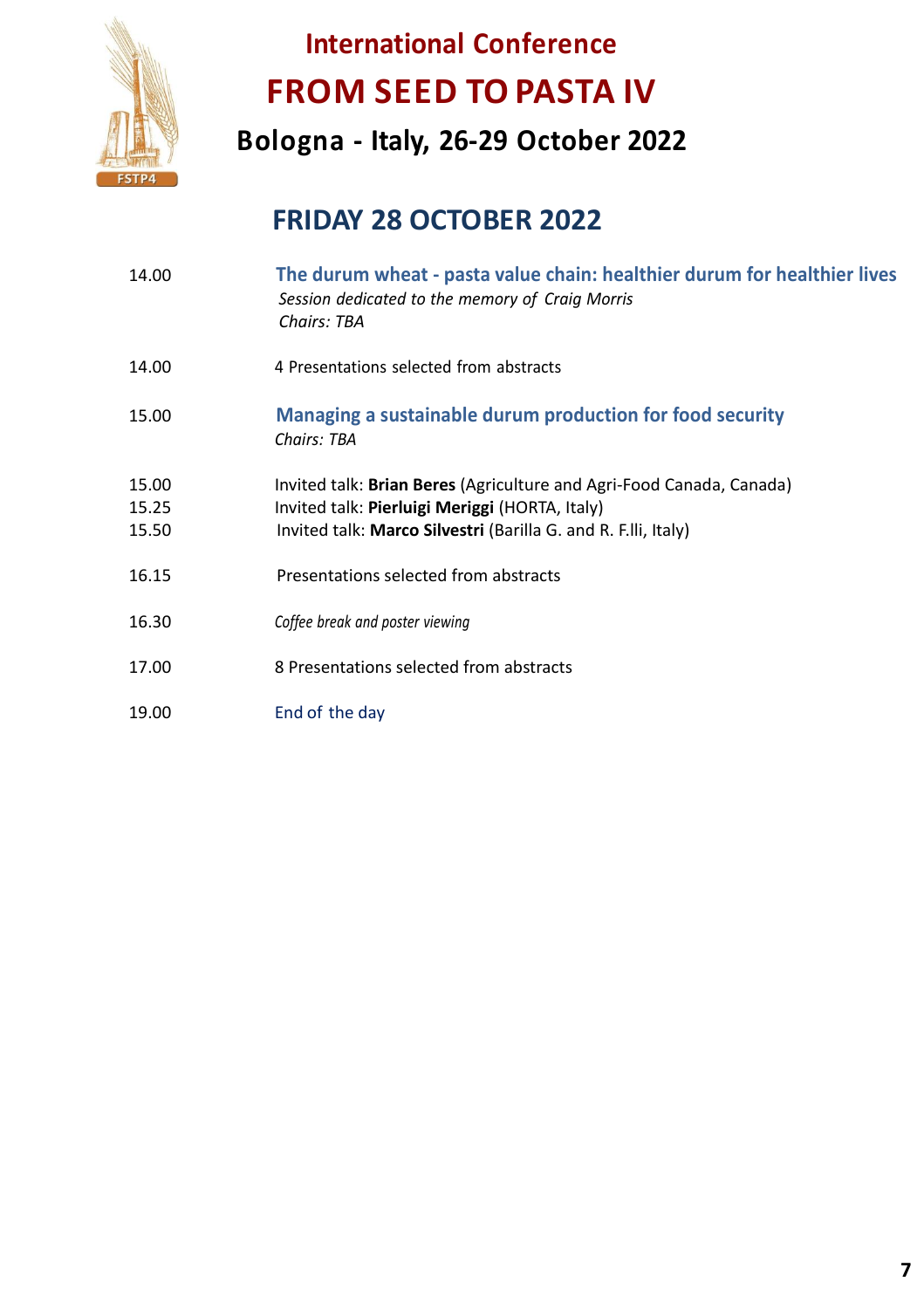# International Conference

# FROM SEED TO PASTA IV

### Bologna - Italy, 26-29 October 2022

## FRIDAY 28 OCTOBER 2022

| | |
|---|---|
| 14.00 | **The durum wheat - pasta value chain: healthier durum for healthier lives**<br>*Session dedicated to the memory of Craig Morris*<br>*Chairs: TBA* |
| 14.00 | 4 Presentations selected from abstracts |
| 15.00 | **Managing a sustainable durum production for food security**<br>*Chairs: TBA* |
| 15.00 | Invited talk: **Brian Beres** (Agriculture and Agri-Food Canada, Canada) |
| 15.25 | Invited talk: **Pierluigi Meriggi** (HORTA, Italy) |
| 15.50 | Invited talk: **Marco Silvestri** (Barilla G. and R. F.lli, Italy) |
| 16.15 | Presentations selected from abstracts |
| 16.30 | *Coffee break and poster viewing* |
| 17.00 | 8 Presentations selected from abstracts |
| 19.00 | End of the day |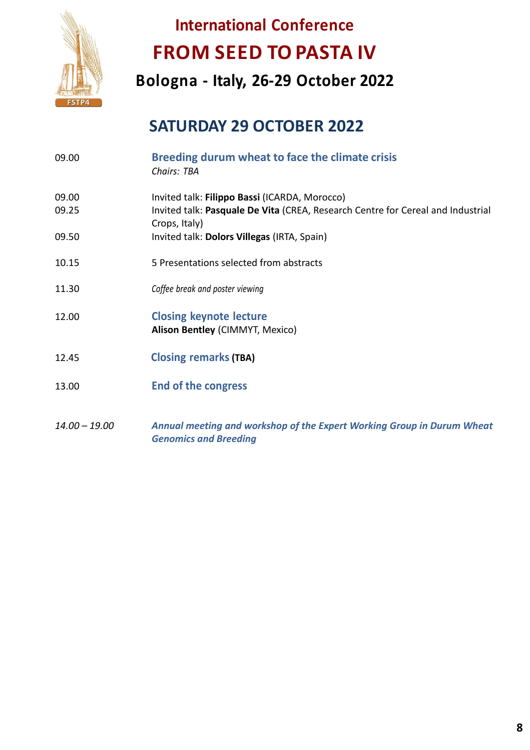International Conference

# FROM SEED TO PASTA IV

**Bologna - Italy, 26-29 October 2022**

## SATURDAY 29 OCTOBER 2022

| | |
|---|---|
| 09.00 | **Breeding durum wheat to face the climate crisis**<br>*Chairs: TBA* |
| 09.00 | Invited talk: **Filippo Bassi** (ICARDA, Morocco) |
| 09.25 | Invited talk: **Pasquale De Vita** (CREA, Research Centre for Cereal and Industrial Crops, Italy) |
| 09.50 | Invited talk: **Dolors Villegas** (IRTA, Spain) |
| 10.15 | 5 Presentations selected from abstracts |
| 11.30 | *Coffee break and poster viewing* |
| 12.00 | **Closing keynote lecture**<br>**Alison Bentley** (CIMMYT, Mexico) |
| 12.45 | **Closing remarks (TBA)** |
| 13.00 | **End of the congress** |
| *14.00 – 19.00* | ***Annual meeting and workshop of the Expert Working Group in Durum Wheat Genomics and Breeding*** |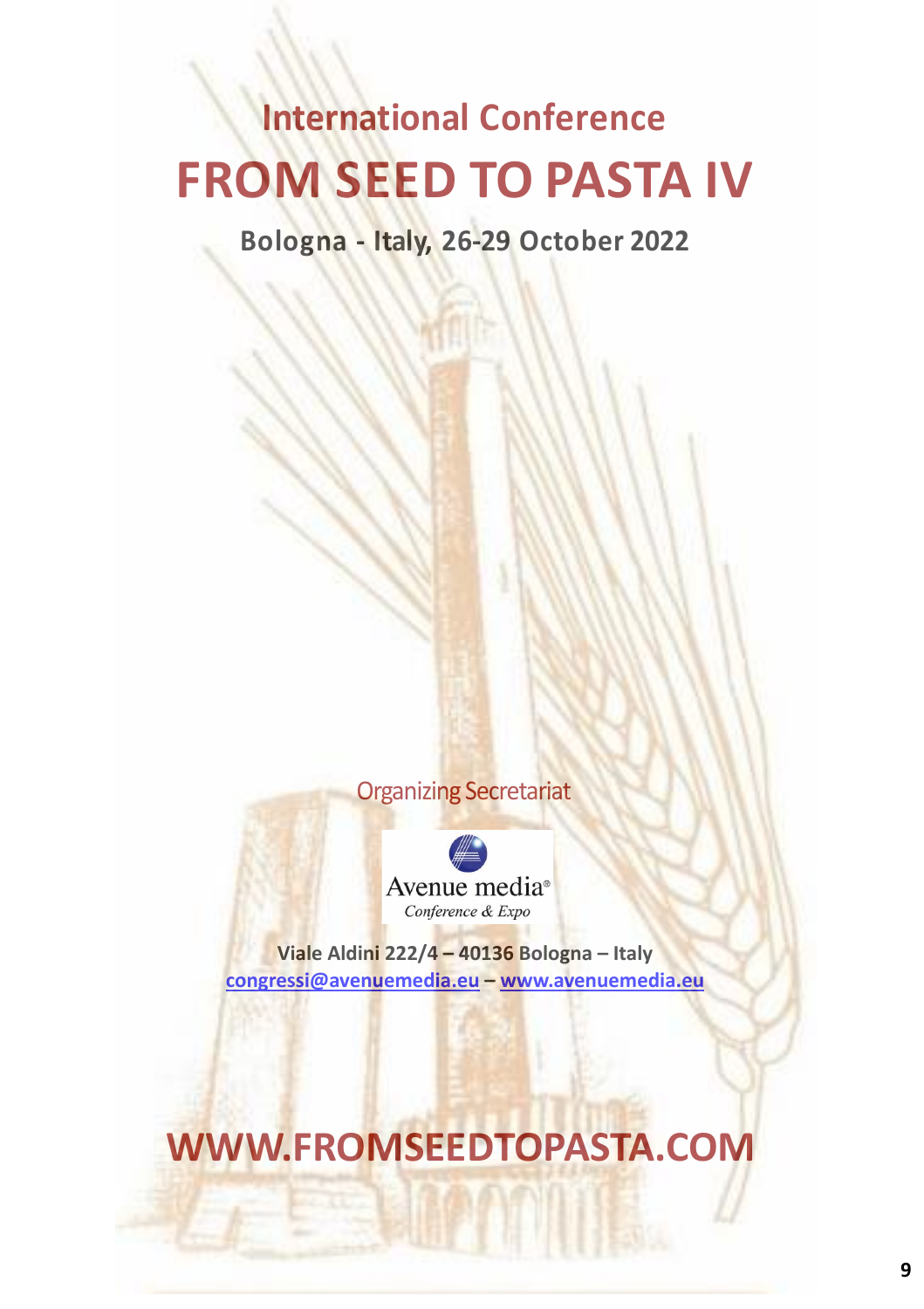## International Conference

# FROM SEED TO PASTA IV

**Bologna - Italy, 26-29 October 2022**

Organizing Secretariat

Avenue media®
*Conference & Expo*

**Viale Aldini 222/4 – 40136 Bologna – Italy**
**congressi@avenuemedia.eu – www.avenuemedia.eu**

# WWW.FROMSEEDTOPASTA.COM